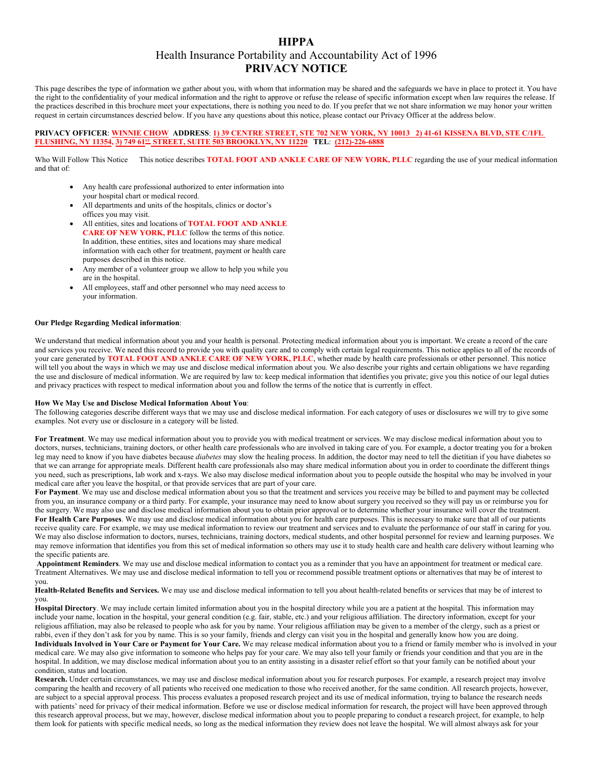# HIPPA

## Health Insurance Portability and Accountability Act of 1996

# PRIVACY NOTICE

This page describes the type of information we gather about you, with whom that information may be shared and the safeguards we have in place to protect it. You have the right to the confidentiality of your medical information and the right to approve or refuse the release of specific information except when law requires the release. If the practices described in this brochure meet your expectations, there is nothing you need to do. If you prefer that we not share information we may honor your written request in certain circumstances descried below. If you have any questions about this notice, please contact our Privacy Officer at the address below.

**PRIVACY OFFICER**: **WINNIE CHOW** **ADDRESS**: **1) 39 CENTRE STREET, STE 702 NEW YORK, NY 10013 2) 41-61 KISSENA BLVD, STE C/1FL FLUSHING, NY 11354, 3) 749 61ST STREET, SUITE 503 BROOKLYN, NY 11220** **TEL**: **(212)-226-6888**

Who Will Follow This Notice This notice describes **TOTAL FOOT AND ANKLE CARE OF NEW YORK, PLLC** regarding the use of your medical information and that of:

- Any health care professional authorized to enter information into your hospital chart or medical record.
- All departments and units of the hospitals, clinics or doctor's offices you may visit.
- All entities, sites and locations of **TOTAL FOOT AND ANKLE CARE OF NEW YORK, PLLC** follow the terms of this notice. In addition, these entities, sites and locations may share medical information with each other for treatment, payment or health care purposes described in this notice.
- Any member of a volunteer group we allow to help you while you are in the hospital.
- All employees, staff and other personnel who may need access to your information.

**Our Pledge Regarding Medical information**:

We understand that medical information about you and your health is personal. Protecting medical information about you is important. We create a record of the care and services you receive. We need this record to provide you with quality care and to comply with certain legal requirements. This notice applies to all of the records of your care generated by **TOTAL FOOT AND ANKLE CARE OF NEW YORK, PLLC**, whether made by health care professionals or other personnel. This notice will tell you about the ways in which we may use and disclose medical information about you. We also describe your rights and certain obligations we have regarding the use and disclosure of medical information. We are required by law to: keep medical information that identifies you private; give you this notice of our legal duties and privacy practices with respect to medical information about you and follow the terms of the notice that is currently in effect.

**How We May Use and Disclose Medical Information About You**:

The following categories describe different ways that we may use and disclose medical information. For each category of uses or disclosures we will try to give some examples. Not every use or disclosure in a category will be listed.

**For Treatment**. We may use medical information about you to provide you with medical treatment or services. We may disclose medical information about you to doctors, nurses, technicians, training doctors, or other health care professionals who are involved in taking care of you. For example, a doctor treating you for a broken leg may need to know if you have diabetes because *diabetes* may slow the healing process. In addition, the doctor may need to tell the dietitian if you have diabetes so that we can arrange for appropriate meals. Different health care professionals also may share medical information about you in order to coordinate the different things you need, such as prescriptions, lab work and x-rays. We also may disclose medical information about you to people outside the hospital who may be involved in your medical care after you leave the hospital, or that provide services that are part of your care.

**For Payment**. We may use and disclose medical information about you so that the treatment and services you receive may be billed to and payment may be collected from you, an insurance company or a third party. For example, your insurance may need to know about surgery you received so they will pay us or reimburse you for the surgery. We may also use and disclose medical information about you to obtain prior approval or to determine whether your insurance will cover the treatment.

**For Health Care Purposes**. We may use and disclose medical information about you for health care purposes. This is necessary to make sure that all of our patients receive quality care. For example, we may use medical information to review our treatment and services and to evaluate the performance of our staff in caring for you. We may also disclose information to doctors, nurses, technicians, training doctors, medical students, and other hospital personnel for review and learning purposes. We may remove information that identifies you from this set of medical information so others may use it to study health care and health care delivery without learning who the specific patients are.

**Appointment Reminders**. We may use and disclose medical information to contact you as a reminder that you have an appointment for treatment or medical care. Treatment Alternatives. We may use and disclose medical information to tell you or recommend possible treatment options or alternatives that may be of interest to you.

**Health-Related Benefits and Services.** We may use and disclose medical information to tell you about health-related benefits or services that may be of interest to you.

**Hospital Directory**. We may include certain limited information about you in the hospital directory while you are a patient at the hospital. This information may include your name, location in the hospital, your general condition (e.g. fair, stable, etc.) and your religious affiliation. The directory information, except for your religious affiliation, may also be released to people who ask for you by name. Your religious affiliation may be given to a member of the clergy, such as a priest or rabbi, even if they don't ask for you by name. This is so your family, friends and clergy can visit you in the hospital and generally know how you are doing.

**Individuals Involved in Your Care or Payment for Your Care.** We may release medical information about you to a friend or family member who is involved in your medical care. We may also give information to someone who helps pay for your care. We may also tell your family or friends your condition and that you are in the hospital. In addition, we may disclose medical information about you to an entity assisting in a disaster relief effort so that your family can be notified about your condition, status and location.

**Research.** Under certain circumstances, we may use and disclose medical information about you for research purposes. For example, a research project may involve comparing the health and recovery of all patients who received one medication to those who received another, for the same condition. All research projects, however, are subject to a special approval process. This process evaluates a proposed research project and its use of medical information, trying to balance the research needs with patients' need for privacy of their medical information. Before we use or disclose medical information for research, the project will have been approved through this research approval process, but we may, however, disclose medical information about you to people preparing to conduct a research project, for example, to help them look for patients with specific medical needs, so long as the medical information they review does not leave the hospital. We will almost always ask for your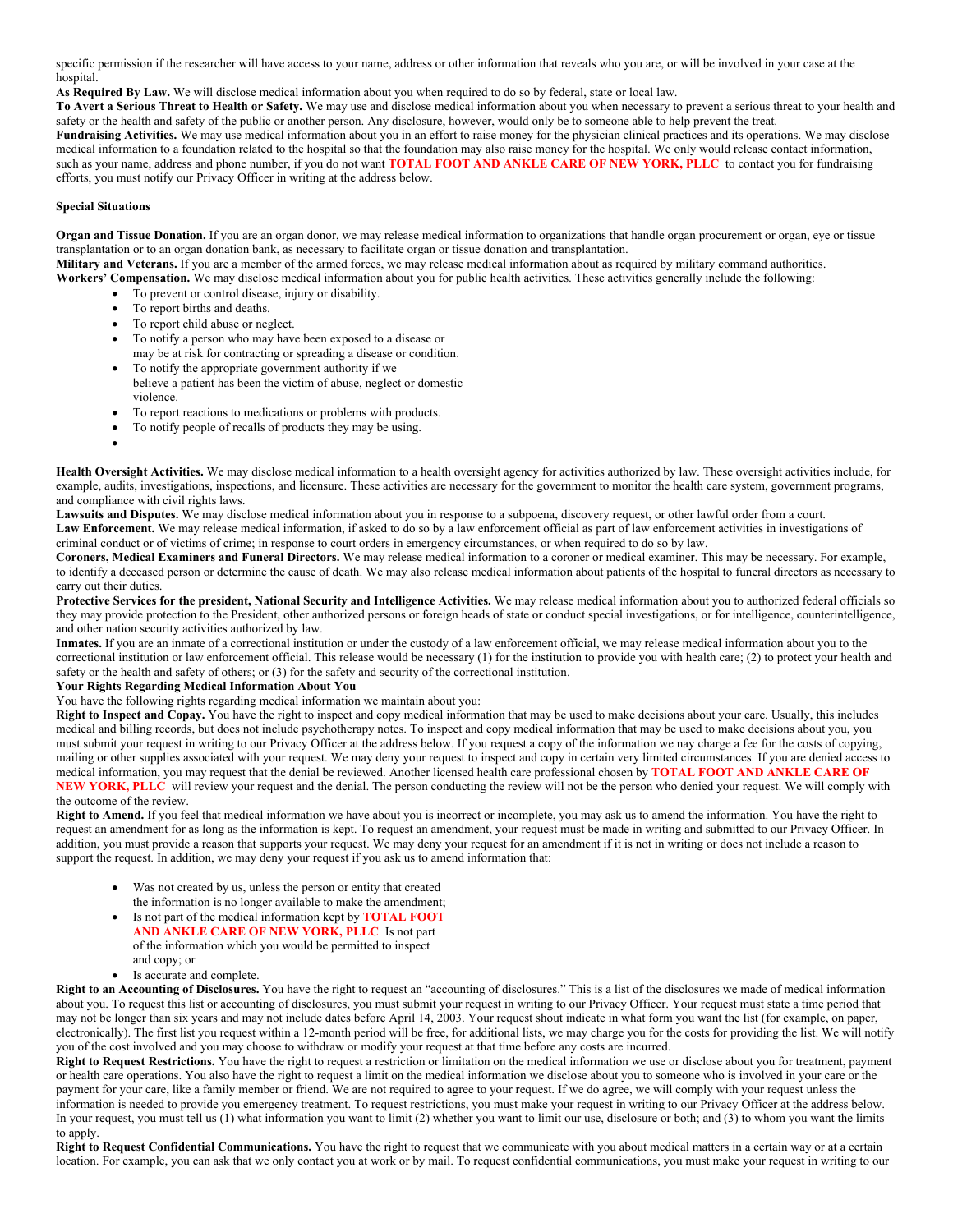specific permission if the researcher will have access to your name, address or other information that reveals who you are, or will be involved in your case at the hospital.

**As Required By Law.** We will disclose medical information about you when required to do so by federal, state or local law.

**To Avert a Serious Threat to Health or Safety.** We may use and disclose medical information about you when necessary to prevent a serious threat to your health and safety or the health and safety of the public or another person. Any disclosure, however, would only be to someone able to help prevent the treat.

**Fundraising Activities.** We may use medical information about you in an effort to raise money for the physician clinical practices and its operations. We may disclose medical information to a foundation related to the hospital so that the foundation may also raise money for the hospital. We only would release contact information, such as your name, address and phone number, if you do not want **TOTAL FOOT AND ANKLE CARE OF NEW YORK, PLLC** to contact you for fundraising efforts, you must notify our Privacy Officer in writing at the address below.

**Special Situations**

**Organ and Tissue Donation.** If you are an organ donor, we may release medical information to organizations that handle organ procurement or organ, eye or tissue transplantation or to an organ donation bank, as necessary to facilitate organ or tissue donation and transplantation.

**Military and Veterans.** If you are a member of the armed forces, we may release medical information about as required by military command authorities.

**Workers' Compensation.** We may disclose medical information about you for public health activities. These activities generally include the following:

- To prevent or control disease, injury or disability.
- To report births and deaths.
- To report child abuse or neglect.
- To notify a person who may have been exposed to a disease or may be at risk for contracting or spreading a disease or condition.
- To notify the appropriate government authority if we believe a patient has been the victim of abuse, neglect or domestic violence.
- To report reactions to medications or problems with products.
- To notify people of recalls of products they may be using.
- 

**Health Oversight Activities.** We may disclose medical information to a health oversight agency for activities authorized by law. These oversight activities include, for example, audits, investigations, inspections, and licensure. These activities are necessary for the government to monitor the health care system, government programs, and compliance with civil rights laws.

**Lawsuits and Disputes.** We may disclose medical information about you in response to a subpoena, discovery request, or other lawful order from a court.

**Law Enforcement.** We may release medical information, if asked to do so by a law enforcement official as part of law enforcement activities in investigations of criminal conduct or of victims of crime; in response to court orders in emergency circumstances, or when required to do so by law.

**Coroners, Medical Examiners and Funeral Directors.** We may release medical information to a coroner or medical examiner. This may be necessary. For example, to identify a deceased person or determine the cause of death. We may also release medical information about patients of the hospital to funeral directors as necessary to carry out their duties.

**Protective Services for the president, National Security and Intelligence Activities.** We may release medical information about you to authorized federal officials so they may provide protection to the President, other authorized persons or foreign heads of state or conduct special investigations, or for intelligence, counterintelligence, and other nation security activities authorized by law.

**Inmates.** If you are an inmate of a correctional institution or under the custody of a law enforcement official, we may release medical information about you to the correctional institution or law enforcement official. This release would be necessary (1) for the institution to provide you with health care; (2) to protect your health and safety or the health and safety of others; or (3) for the safety and security of the correctional institution.

**Your Rights Regarding Medical Information About You**

You have the following rights regarding medical information we maintain about you:

**Right to Inspect and Copy.** You have the right to inspect and copy medical information that may be used to make decisions about your care. Usually, this includes medical and billing records, but does not include psychotherapy notes. To inspect and copy medical information that may be used to make decisions about you, you must submit your request in writing to our Privacy Officer at the address below. If you request a copy of the information we nay charge a fee for the costs of copying, mailing or other supplies associated with your request. We may deny your request to inspect and copy in certain very limited circumstances. If you are denied access to medical information, you may request that the denial be reviewed. Another licensed health care professional chosen by **TOTAL FOOT AND ANKLE CARE OF NEW YORK, PLLC** will review your request and the denial. The person conducting the review will not be the person who denied your request. We will comply with the outcome of the review.

**Right to Amend.** If you feel that medical information we have about you is incorrect or incomplete, you may ask us to amend the information. You have the right to request an amendment for as long as the information is kept. To request an amendment, your request must be made in writing and submitted to our Privacy Officer. In addition, you must provide a reason that supports your request. We may deny your request for an amendment if it is not in writing or does not include a reason to support the request. In addition, we may deny your request if you ask us to amend information that:

- Was not created by us, unless the person or entity that created the information is no longer available to make the amendment;
- Is not part of the medical information kept by **TOTAL FOOT AND ANKLE CARE OF NEW YORK, PLLC** Is not part of the information which you would be permitted to inspect and copy; or
- Is accurate and complete.

**Right to an Accounting of Disclosures.** You have the right to request an "accounting of disclosures." This is a list of the disclosures we made of medical information about you. To request this list or accounting of disclosures, you must submit your request in writing to our Privacy Officer. Your request must state a time period that may not be longer than six years and may not include dates before April 14, 2003. Your request shout indicate in what form you want the list (for example, on paper, electronically). The first list you request within a 12-month period will be free, for additional lists, we may charge you for the costs for providing the list. We will notify you of the cost involved and you may choose to withdraw or modify your request at that time before any costs are incurred.

**Right to Request Restrictions.** You have the right to request a restriction or limitation on the medical information we use or disclose about you for treatment, payment or health care operations. You also have the right to request a limit on the medical information we disclose about you to someone who is involved in your care or the payment for your care, like a family member or friend. We are not required to agree to your request. If we do agree, we will comply with your request unless the information is needed to provide you emergency treatment. To request restrictions, you must make your request in writing to our Privacy Officer at the address below. In your request, you must tell us (1) what information you want to limit (2) whether you want to limit our use, disclosure or both; and (3) to whom you want the limits to apply.

**Right to Request Confidential Communications.** You have the right to request that we communicate with you about medical matters in a certain way or at a certain location. For example, you can ask that we only contact you at work or by mail. To request confidential communications, you must make your request in writing to our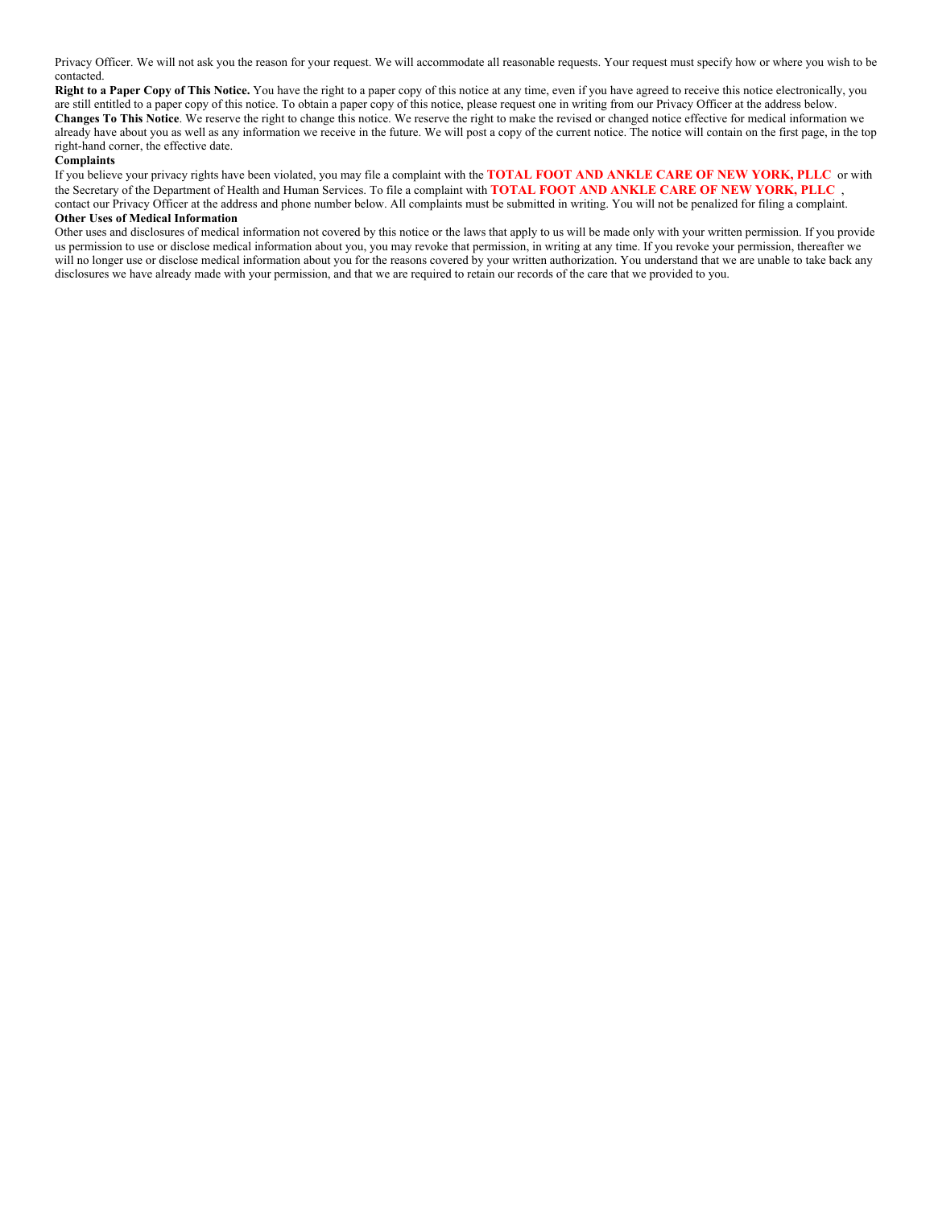Privacy Officer. We will not ask you the reason for your request. We will accommodate all reasonable requests. Your request must specify how or where you wish to be contacted.

**Right to a Paper Copy of This Notice.** You have the right to a paper copy of this notice at any time, even if you have agreed to receive this notice electronically, you are still entitled to a paper copy of this notice. To obtain a paper copy of this notice, please request one in writing from our Privacy Officer at the address below.

**Changes To This Notice**. We reserve the right to change this notice. We reserve the right to make the revised or changed notice effective for medical information we already have about you as well as any information we receive in the future. We will post a copy of the current notice. The notice will contain on the first page, in the top right-hand corner, the effective date.

**Complaints**

If you believe your privacy rights have been violated, you may file a complaint with the **TOTAL FOOT AND ANKLE CARE OF NEW YORK, PLLC** or with the Secretary of the Department of Health and Human Services. To file a complaint with **TOTAL FOOT AND ANKLE CARE OF NEW YORK, PLLC** , contact our Privacy Officer at the address and phone number below. All complaints must be submitted in writing. You will not be penalized for filing a complaint.

**Other Uses of Medical Information**

Other uses and disclosures of medical information not covered by this notice or the laws that apply to us will be made only with your written permission. If you provide us permission to use or disclose medical information about you, you may revoke that permission, in writing at any time. If you revoke your permission, thereafter we will no longer use or disclose medical information about you for the reasons covered by your written authorization. You understand that we are unable to take back any disclosures we have already made with your permission, and that we are required to retain our records of the care that we provided to you.